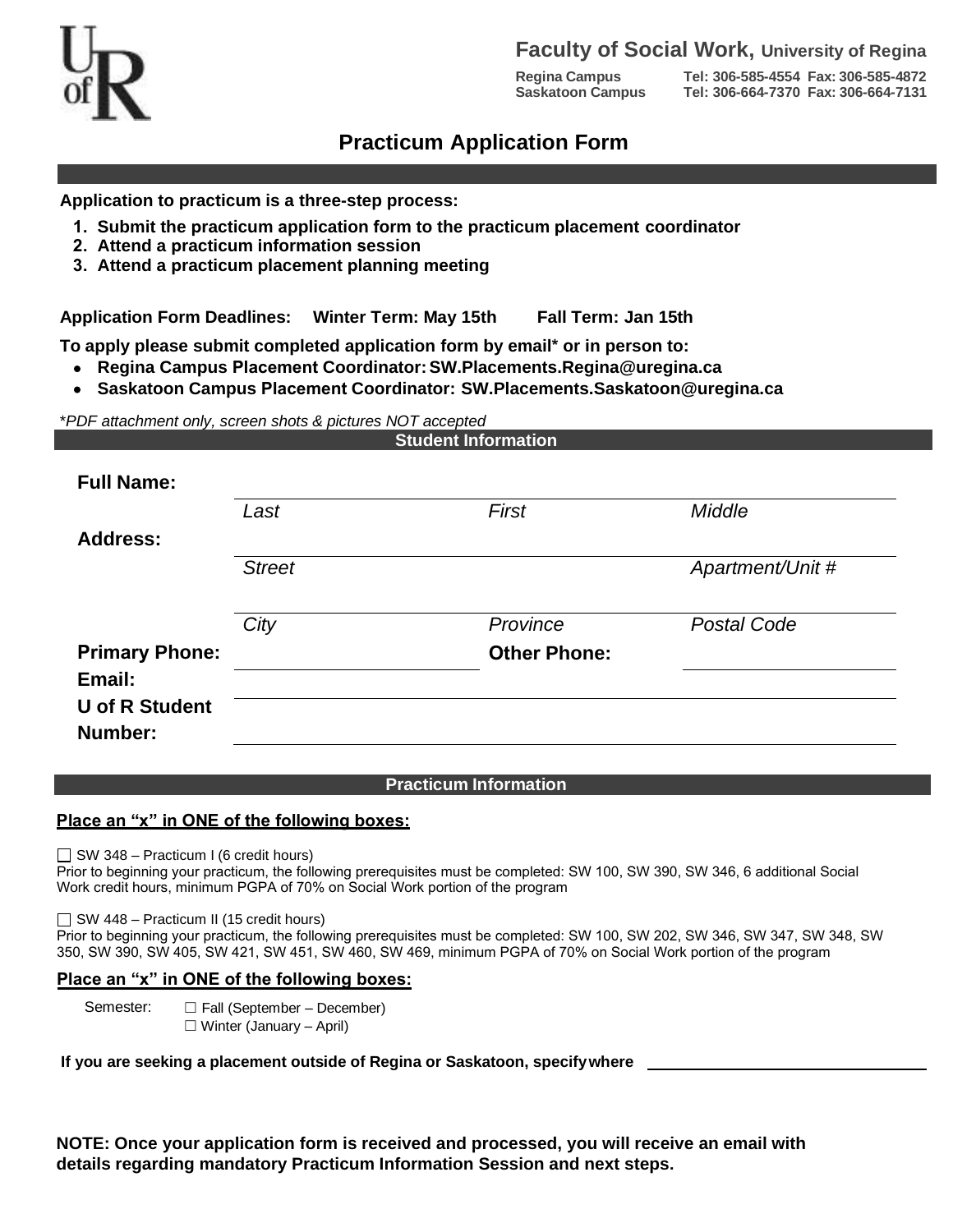**Faculty of Social Work, University of Regina**

**Regina Campus** Tel: 306-585-4554 Fax: 306-585-4872
**Saskatoon Campus** Tel: 306-664-7370 Fax: 306-664-7131

# Practicum Application Form

**Application to practicum is a three-step process:**

1. **Submit the practicum application form to the practicum placement coordinator**
2. **Attend a practicum information session**
3. **Attend a practicum placement planning meeting**

**Application Form Deadlines: Winter Term: May 15th Fall Term: Jan 15th**

**To apply please submit completed application form by email\* or in person to:**

- **Regina Campus Placement Coordinator: SW.Placements.Regina@uregina.ca**
- **Saskatoon Campus Placement Coordinator: SW.Placements.Saskatoon@uregina.ca**

*\*PDF attachment only, screen shots & pictures NOT accepted*

## Student Information

**Full Name:** ______________________________________________

*Last* *First* *Middle*

**Address:** ______________________________________________

*Street* *Apartment/Unit #*

______________________________________________

*City* *Province* *Postal Code*

**Primary Phone:** ____________________ **Other Phone:** ____________________

**Email:** ______________________________________________

**U of R Student Number:** ______________________________________________

## Practicum Information

**Place an "x" in ONE of the following boxes:**

☐ SW 348 – Practicum I (6 credit hours)
Prior to beginning your practicum, the following prerequisites must be completed: SW 100, SW 390, SW 346, 6 additional Social Work credit hours, minimum PGPA of 70% on Social Work portion of the program

☐ SW 448 – Practicum II (15 credit hours)
Prior to beginning your practicum, the following prerequisites must be completed: SW 100, SW 202, SW 346, SW 347, SW 348, SW 350, SW 390, SW 405, SW 421, SW 451, SW 460, SW 469, minimum PGPA of 70% on Social Work portion of the program

**Place an "x" in ONE of the following boxes:**

Semester:
☐ Fall (September – December)
☐ Winter (January – April)

**If you are seeking a placement outside of Regina or Saskatoon, specify where** ____________________

**NOTE: Once your application form is received and processed, you will receive an email with details regarding mandatory Practicum Information Session and next steps.**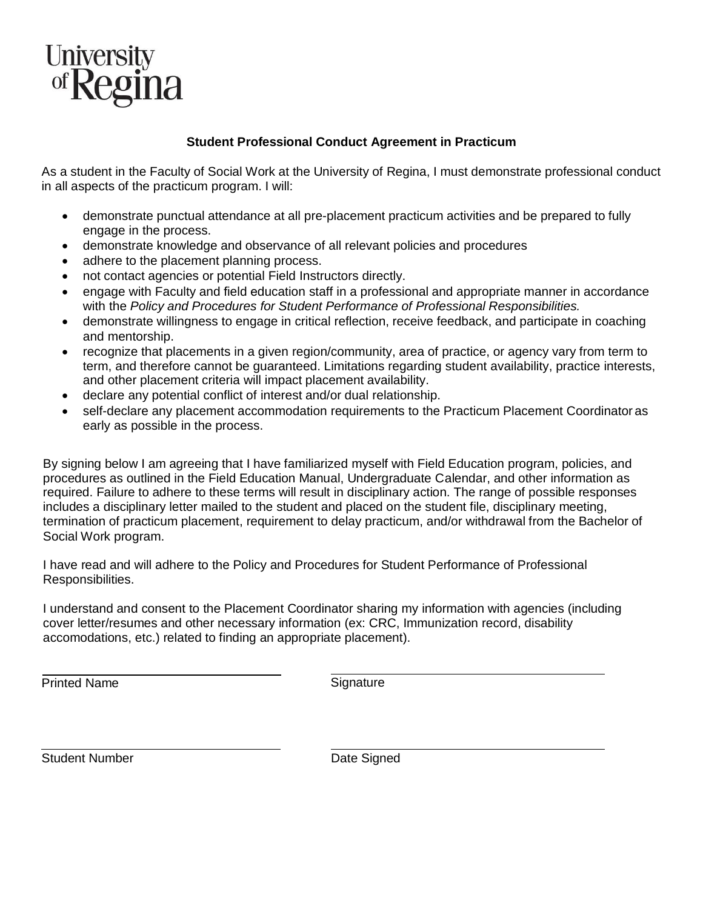University of Regina

**Student Professional Conduct Agreement in Practicum**

As a student in the Faculty of Social Work at the University of Regina, I must demonstrate professional conduct in all aspects of the practicum program. I will:

- demonstrate punctual attendance at all pre-placement practicum activities and be prepared to fully engage in the process.
- demonstrate knowledge and observance of all relevant policies and procedures
- adhere to the placement planning process.
- not contact agencies or potential Field Instructors directly.
- engage with Faculty and field education staff in a professional and appropriate manner in accordance with the *Policy and Procedures for Student Performance of Professional Responsibilities.*
- demonstrate willingness to engage in critical reflection, receive feedback, and participate in coaching and mentorship.
- recognize that placements in a given region/community, area of practice, or agency vary from term to term, and therefore cannot be guaranteed. Limitations regarding student availability, practice interests, and other placement criteria will impact placement availability.
- declare any potential conflict of interest and/or dual relationship.
- self-declare any placement accommodation requirements to the Practicum Placement Coordinator as early as possible in the process.

By signing below I am agreeing that I have familiarized myself with Field Education program, policies, and procedures as outlined in the Field Education Manual, Undergraduate Calendar, and other information as required. Failure to adhere to these terms will result in disciplinary action. The range of possible responses includes a disciplinary letter mailed to the student and placed on the student file, disciplinary meeting, termination of practicum placement, requirement to delay practicum, and/or withdrawal from the Bachelor of Social Work program.

I have read and will adhere to the Policy and Procedures for Student Performance of Professional Responsibilities.

I understand and consent to the Placement Coordinator sharing my information with agencies (including cover letter/resumes and other necessary information (ex: CRC, Immunization record, disability accomodations, etc.) related to finding an appropriate placement).

| | |
|---|---|
| Printed Name | Signature |
| Student Number | Date Signed |